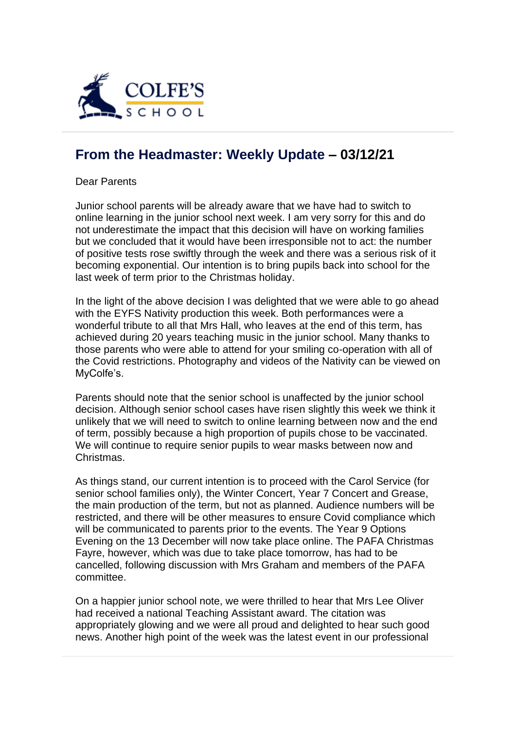COLFE'S SCHOOL

## From the Headmaster: Weekly Update – 03/12/21

Dear Parents

Junior school parents will be already aware that we have had to switch to online learning in the junior school next week. I am very sorry for this and do not underestimate the impact that this decision will have on working families but we concluded that it would have been irresponsible not to act: the number of positive tests rose swiftly through the week and there was a serious risk of it becoming exponential. Our intention is to bring pupils back into school for the last week of term prior to the Christmas holiday.

In the light of the above decision I was delighted that we were able to go ahead with the EYFS Nativity production this week. Both performances were a wonderful tribute to all that Mrs Hall, who leaves at the end of this term, has achieved during 20 years teaching music in the junior school. Many thanks to those parents who were able to attend for your smiling co-operation with all of the Covid restrictions. Photography and videos of the Nativity can be viewed on MyColfe's.

Parents should note that the senior school is unaffected by the junior school decision. Although senior school cases have risen slightly this week we think it unlikely that we will need to switch to online learning between now and the end of term, possibly because a high proportion of pupils chose to be vaccinated. We will continue to require senior pupils to wear masks between now and Christmas.

As things stand, our current intention is to proceed with the Carol Service (for senior school families only), the Winter Concert, Year 7 Concert and Grease, the main production of the term, but not as planned. Audience numbers will be restricted, and there will be other measures to ensure Covid compliance which will be communicated to parents prior to the events. The Year 9 Options Evening on the 13 December will now take place online. The PAFA Christmas Fayre, however, which was due to take place tomorrow, has had to be cancelled, following discussion with Mrs Graham and members of the PAFA committee.

On a happier junior school note, we were thrilled to hear that Mrs Lee Oliver had received a national Teaching Assistant award. The citation was appropriately glowing and we were all proud and delighted to hear such good news. Another high point of the week was the latest event in our professional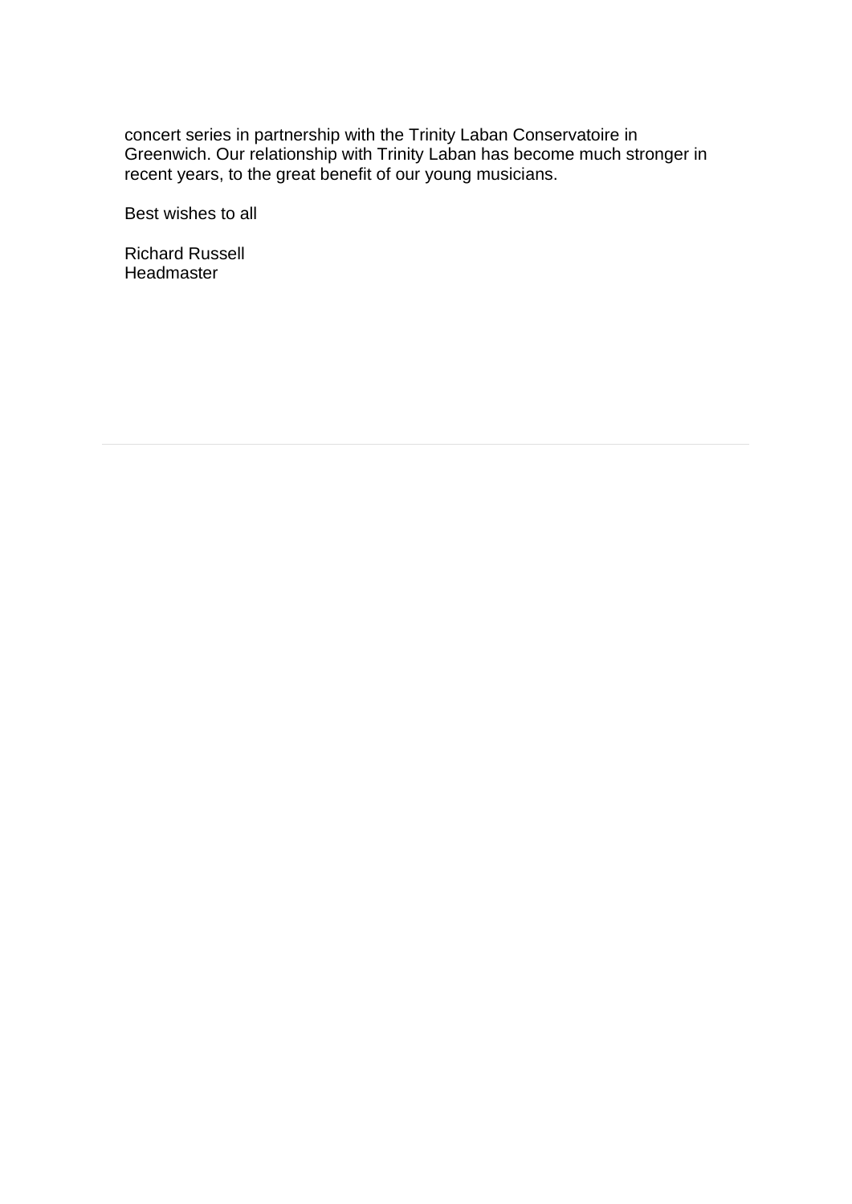concert series in partnership with the Trinity Laban Conservatoire in Greenwich. Our relationship with Trinity Laban has become much stronger in recent years, to the great benefit of our young musicians.

Best wishes to all

Richard Russell
Headmaster